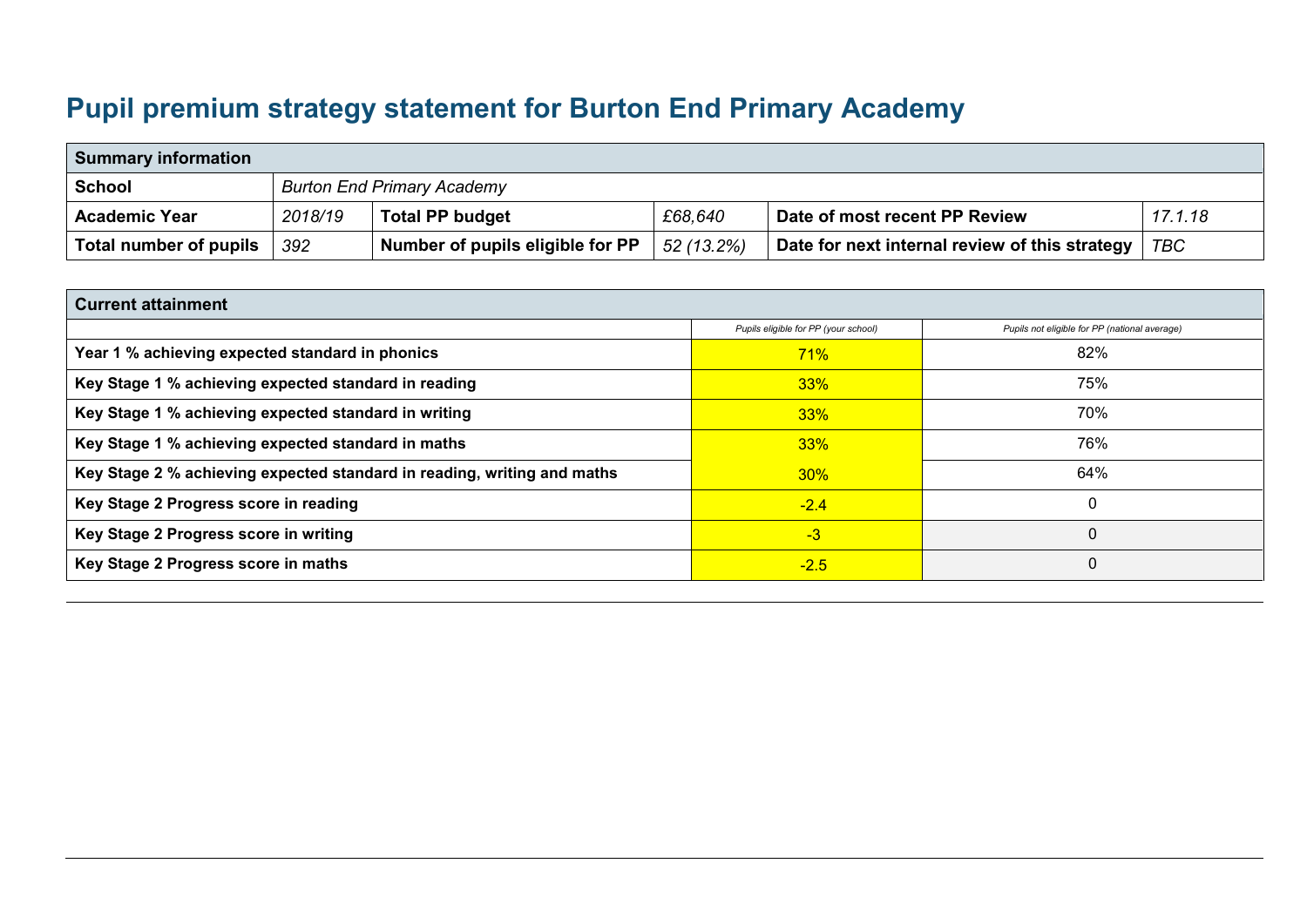# Pupil premium strategy statement for Burton End Primary Academy

| Summary information | | | | | |
|---|---|---|---|---|---|
| **School** | *Burton End Primary Academy* | | | | |
| **Academic Year** | *2018/19* | **Total PP budget** | *£68,640* | **Date of most recent PP Review** | *17.1.18* |
| **Total number of pupils** | *392* | **Number of pupils eligible for PP** | *52 (13.2%)* | **Date for next internal review of this strategy** | *TBC* |

| Current attainment | | |
|---|---|---|
| | *Pupils eligible for PP (your school)* | *Pupils not eligible for PP (national average)* |
| **Year 1 % achieving expected standard in phonics** | 71% | 82% |
| **Key Stage 1 % achieving expected standard in reading** | 33% | 75% |
| **Key Stage 1 % achieving expected standard in writing** | 33% | 70% |
| **Key Stage 1 % achieving expected standard in maths** | 33% | 76% |
| **Key Stage 2 % achieving expected standard in reading, writing and maths** | 30% | 64% |
| **Key Stage 2 Progress score in reading** | -2.4 | 0 |
| **Key Stage 2 Progress score in writing** | -3 | 0 |
| **Key Stage 2 Progress score in maths** | -2.5 | 0 |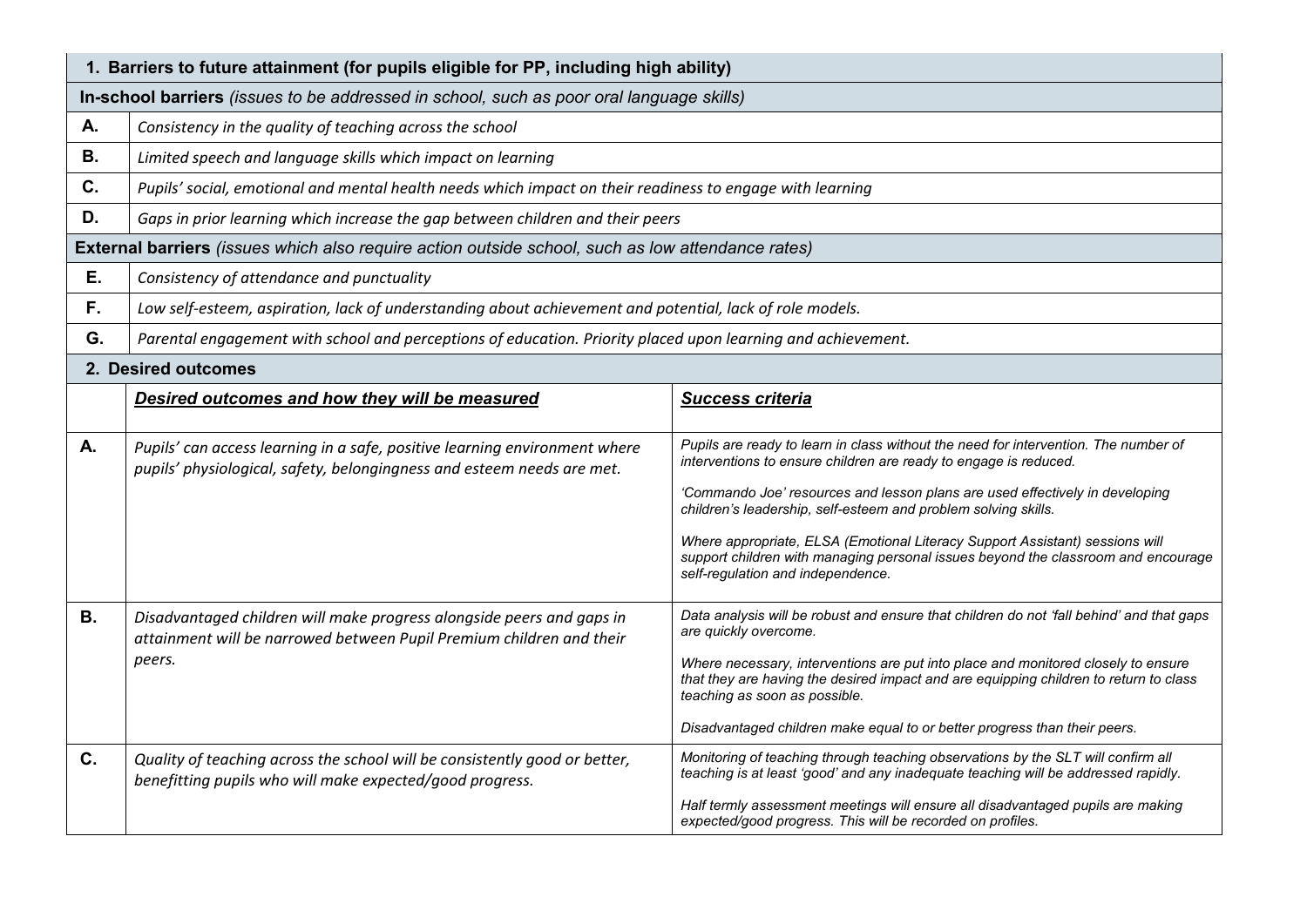| 1. Barriers to future attainment (for pupils eligible for PP, including high ability) | |
|---|---|
| **In-school barriers** *(issues to be addressed in school, such as poor oral language skills)* | |
| **A.** | *Consistency in the quality of teaching across the school* |
| **B.** | *Limited speech and language skills which impact on learning* |
| **C.** | *Pupils' social, emotional and mental health needs which impact on their readiness to engage with learning* |
| **D.** | *Gaps in prior learning which increase the gap between children and their peers* |
| **External barriers** *(issues which also require action outside school, such as low attendance rates)* | |
| **E.** | *Consistency of attendance and punctuality* |
| **F.** | *Low self-esteem, aspiration, lack of understanding about achievement and potential, lack of role models.* |
| **G.** | *Parental engagement with school and perceptions of education. Priority placed upon learning and achievement.* |

| 2. Desired outcomes | | |
|---|---|---|
| | ***Desired outcomes and how they will be measured*** | ***Success criteria*** |
| **A.** | *Pupils' can access learning in a safe, positive learning environment where pupils' physiological, safety, belongingness and esteem needs are met.* | *Pupils are ready to learn in class without the need for intervention. The number of interventions to ensure children are ready to engage is reduced.*<br><br>*'Commando Joe' resources and lesson plans are used effectively in developing children's leadership, self-esteem and problem solving skills.*<br><br>*Where appropriate, ELSA (Emotional Literacy Support Assistant) sessions will support children with managing personal issues beyond the classroom and encourage self-regulation and independence.* |
| **B.** | *Disadvantaged children will make progress alongside peers and gaps in attainment will be narrowed between Pupil Premium children and their peers.* | *Data analysis will be robust and ensure that children do not 'fall behind' and that gaps are quickly overcome.*<br><br>*Where necessary, interventions are put into place and monitored closely to ensure that they are having the desired impact and are equipping children to return to class teaching as soon as possible.*<br><br>*Disadvantaged children make equal to or better progress than their peers.* |
| **C.** | *Quality of teaching across the school will be consistently good or better, benefitting pupils who will make expected/good progress.* | *Monitoring of teaching through teaching observations by the SLT will confirm all teaching is at least 'good' and any inadequate teaching will be addressed rapidly.*<br><br>*Half termly assessment meetings will ensure all disadvantaged pupils are making expected/good progress. This will be recorded on profiles.* |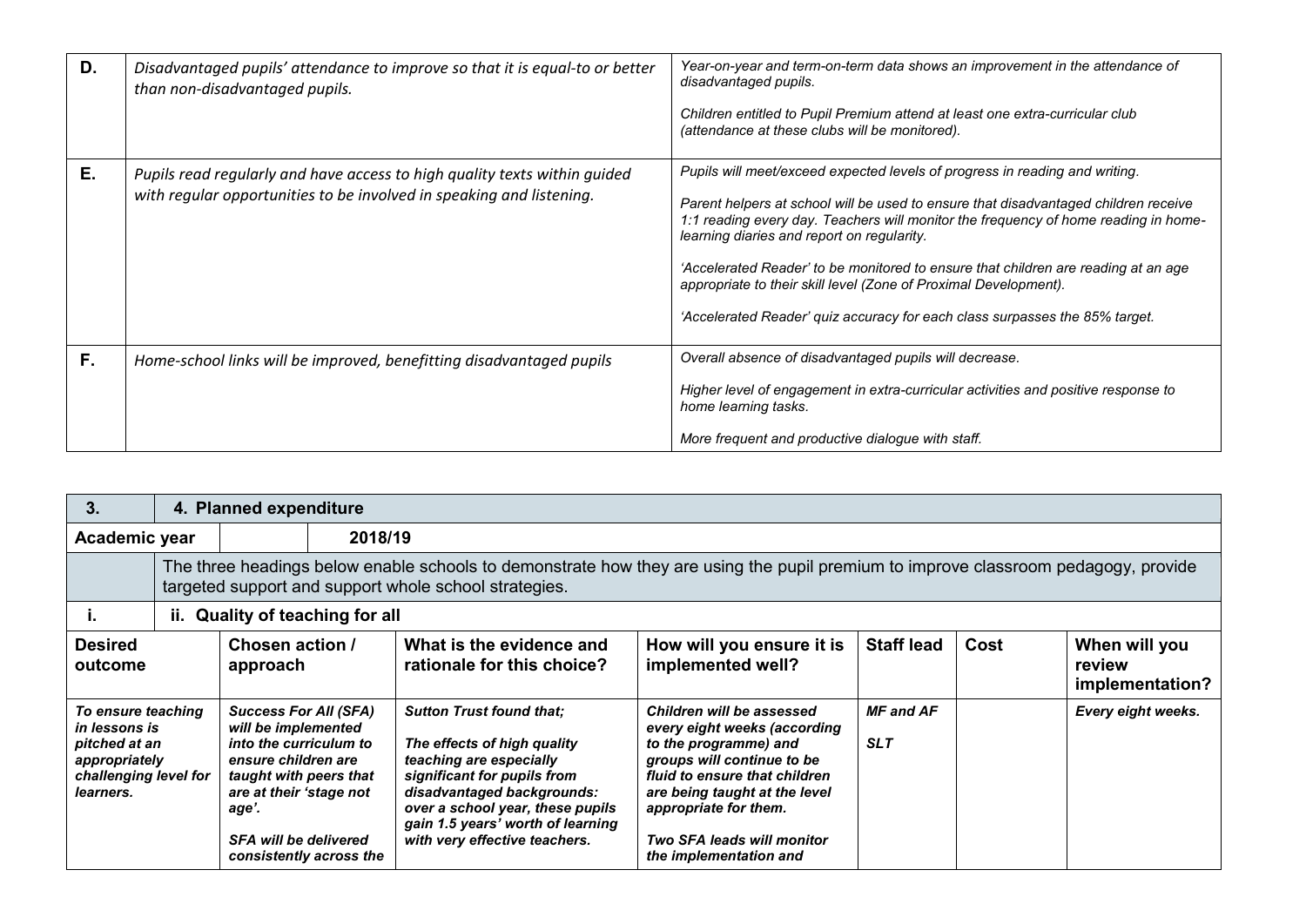| | | |
|---|---|---|
| **D.** | *Disadvantaged pupils' attendance to improve so that it is equal-to or better than non-disadvantaged pupils.* | *Year-on-year and term-on-term data shows an improvement in the attendance of disadvantaged pupils.*<br><br>*Children entitled to Pupil Premium attend at least one extra-curricular club (attendance at these clubs will be monitored).* |
| **E.** | *Pupils read regularly and have access to high quality texts within guided with regular opportunities to be involved in speaking and listening.* | *Pupils will meet/exceed expected levels of progress in reading and writing.*<br><br>*Parent helpers at school will be used to ensure that disadvantaged children receive 1:1 reading every day. Teachers will monitor the frequency of home reading in home-learning diaries and report on regularity.*<br><br>*'Accelerated Reader' to be monitored to ensure that children are reading at an age appropriate to their skill level (Zone of Proximal Development).*<br><br>*'Accelerated Reader' quiz accuracy for each class surpasses the 85% target.* |
| **F.** | *Home-school links will be improved, benefitting disadvantaged pupils* | *Overall absence of disadvantaged pupils will decrease.*<br><br>*Higher level of engagement in extra-curricular activities and positive response to home learning tasks.*<br><br>*More frequent and productive dialogue with staff.* |

| **3.** | **4. Planned expenditure** | | | | | |
|---|---|---|---|---|---|---|
| **Academic year** | **2018/19** | | | | | |
| | The three headings below enable schools to demonstrate how they are using the pupil premium to improve classroom pedagogy, provide targeted support and support whole school strategies. | | | | | |
| **i.** | **ii. Quality of teaching for all** | | | | | |
| **Desired outcome** | **Chosen action / approach** | **What is the evidence and rationale for this choice?** | **How will you ensure it is implemented well?** | **Staff lead** | **Cost** | **When will you review implementation?** |
| ***To ensure teaching in lessons is pitched at an appropriately challenging level for learners.*** | ***Success For All (SFA) will be implemented into the curriculum to ensure children are taught with peers that are at their 'stage not age'.***<br><br>***SFA will be delivered consistently across the*** | ***Sutton Trust found that;***<br><br>***The effects of high quality teaching are especially significant for pupils from disadvantaged backgrounds: over a school year, these pupils gain 1.5 years' worth of learning with very effective teachers.*** | ***Children will be assessed every eight weeks (according to the programme) and groups will continue to be fluid to ensure that children are being taught at the level appropriate for them.***<br><br>***Two SFA leads will monitor the implementation and*** | ***MF and AF***<br><br>***SLT*** | | ***Every eight weeks.*** |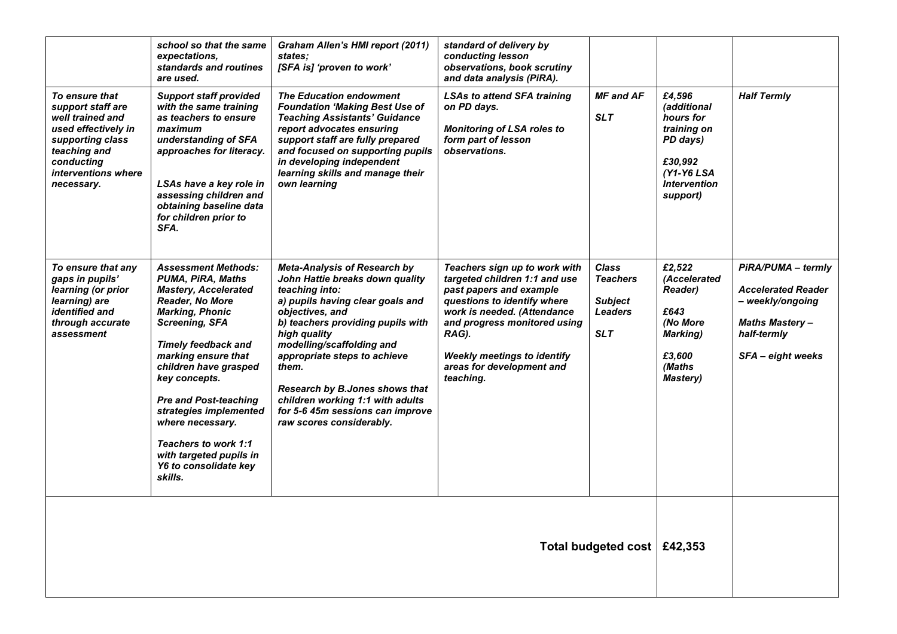| | | | | | | |
|---|---|---|---|---|---|---|
| | *school so that the same expectations, standards and routines are used.* | *Graham Allen's HMI report (2011) states; [SFA is] 'proven to work'* | *standard of delivery by conducting lesson observations, book scrutiny and data analysis (PiRA).* | | | |
| *To ensure that support staff are well trained and used effectively in supporting class teaching and conducting interventions where necessary.* | *Support staff provided with the same training as teachers to ensure maximum understanding of SFA approaches for literacy.*<br><br>*LSAs have a key role in assessing children and obtaining baseline data for children prior to SFA.* | *The Education endowment Foundation 'Making Best Use of Teaching Assistants' Guidance report advocates ensuring support staff are fully prepared and focused on supporting pupils in developing independent learning skills and manage their own learning* | *LSAs to attend SFA training on PD days.*<br><br>*Monitoring of LSA roles to form part of lesson observations.* | *MF and AF*<br><br>*SLT* | *£4,596 (additional hours for training on PD days)*<br><br>*£30,992 (Y1-Y6 LSA Intervention support)* | *Half Termly* |
| *To ensure that any gaps in pupils' learning (or prior learning) are identified and through accurate assessment* | *Assessment Methods: PUMA, PiRA, Maths Mastery, Accelerated Reader, No More Marking, Phonic Screening, SFA*<br><br>*Timely feedback and marking ensure that children have grasped key concepts.*<br><br>*Pre and Post-teaching strategies implemented where necessary.*<br><br>*Teachers to work 1:1 with targeted pupils in Y6 to consolidate key skills.* | *Meta-Analysis of Research by John Hattie breaks down quality teaching into:*<br>*a) pupils having clear goals and objectives, and*<br>*b) teachers providing pupils with high quality modelling/scaffolding and appropriate steps to achieve them.*<br><br>*Research by B.Jones shows that children working 1:1 with adults for 5-6 45m sessions can improve raw scores considerably.* | *Teachers sign up to work with targeted children 1:1 and use past papers and example questions to identify where work is needed. (Attendance and progress monitored using RAG).*<br><br>*Weekly meetings to identify areas for development and teaching.* | *Class Teachers*<br><br>*Subject Leaders*<br><br>*SLT* | *£2,522 (Accelerated Reader)*<br><br>*£643 (No More Marking)*<br><br>*£3,600 (Maths Mastery)* | *PiRA/PUMA – termly*<br><br>*Accelerated Reader – weekly/ongoing*<br><br>*Maths Mastery – half-termly*<br><br>*SFA – eight weeks* |
| | | | | **Total budgeted cost** | **£42,353** | |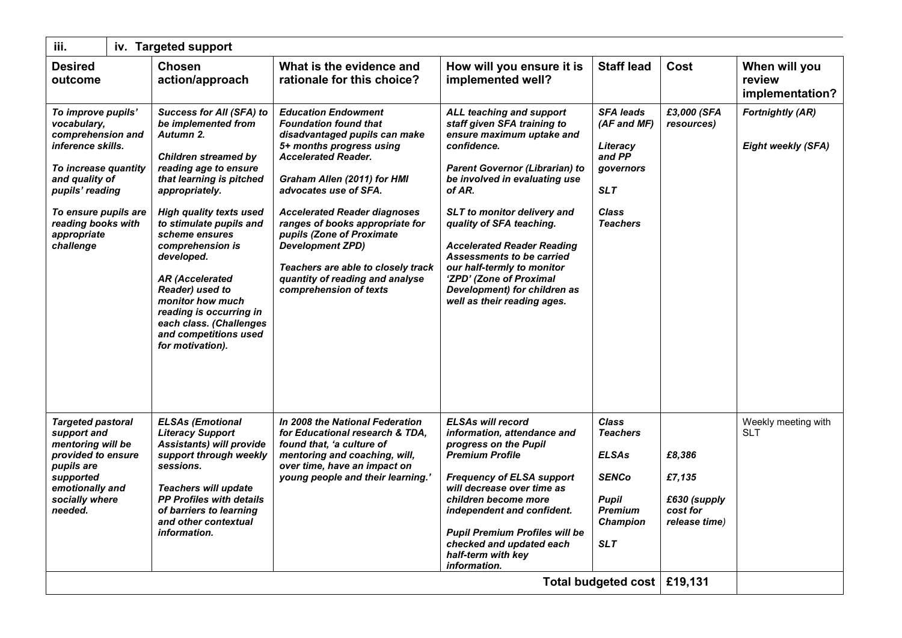| iii. | iv. Targeted support | | | | | |
|---|---|---|---|---|---|---|
| **Desired outcome** | **Chosen action/approach** | **What is the evidence and rationale for this choice?** | **How will you ensure it is implemented well?** | **Staff lead** | **Cost** | **When will you review implementation?** |
| ***To improve pupils' vocabulary, comprehension and inference skills.*** <br><br> ***To increase quantity and quality of pupils' reading*** <br><br> ***To ensure pupils are reading books with appropriate challenge*** | ***Success for All (SFA) to be implemented from Autumn 2.*** <br><br> ***Children streamed by reading age to ensure that learning is pitched appropriately.*** <br><br> ***High quality texts used to stimulate pupils and scheme ensures comprehension is developed.*** <br><br> ***AR (Accelerated Reader) used to monitor how much reading is occurring in each class. (Challenges and competitions used for motivation).*** | ***Education Endowment Foundation found that disadvantaged pupils can make 5+ months progress using Accelerated Reader.*** <br><br> ***Graham Allen (2011) for HMI advocates use of SFA.*** <br><br> ***Accelerated Reader diagnoses ranges of books appropriate for pupils (Zone of Proximate Development ZPD)*** <br><br> ***Teachers are able to closely track quantity of reading and analyse comprehension of texts*** | ***ALL teaching and support staff given SFA training to ensure maximum uptake and confidence.*** <br><br> ***Parent Governor (Librarian) to be involved in evaluating use of AR.*** <br><br> ***SLT to monitor delivery and quality of SFA teaching.*** <br><br> ***Accelerated Reader Reading Assessments to be carried our half-termly to monitor 'ZPD' (Zone of Proximal Development) for children as well as their reading ages.*** | ***SFA leads (AF and MF)*** <br><br> ***Literacy and PP governors*** <br><br> ***SLT*** <br><br> ***Class Teachers*** | ***£3,000 (SFA resources)*** | ***Fortnightly (AR)*** <br><br> ***Eight weekly (SFA)*** |
| ***Targeted pastoral support and mentoring will be provided to ensure pupils are supported emotionally and socially where needed.*** | ***ELSAs (Emotional Literacy Support Assistants) will provide support through weekly sessions.*** <br><br> ***Teachers will update PP Profiles with details of barriers to learning and other contextual information.*** | ***In 2008 the National Federation for Educational research & TDA, found that, 'a culture of mentoring and coaching, will, over time, have an impact on young people and their learning.'*** | ***ELSAs will record information, attendance and progress on the Pupil Premium Profile*** <br><br> ***Frequency of ELSA support will decrease over time as children become more independent and confident.*** <br><br> ***Pupil Premium Profiles will be checked and updated each half-term with key information.*** | ***Class Teachers*** <br><br> ***ELSAs*** <br><br> ***SENCo*** <br><br> ***Pupil Premium Champion*** <br><br> ***SLT*** | ***£8,386*** <br><br> ***£7,135*** <br><br> ***£630 (supply cost for release time)*** | Weekly meeting with SLT |
| | | | | **Total budgeted cost** | **£19,131** | |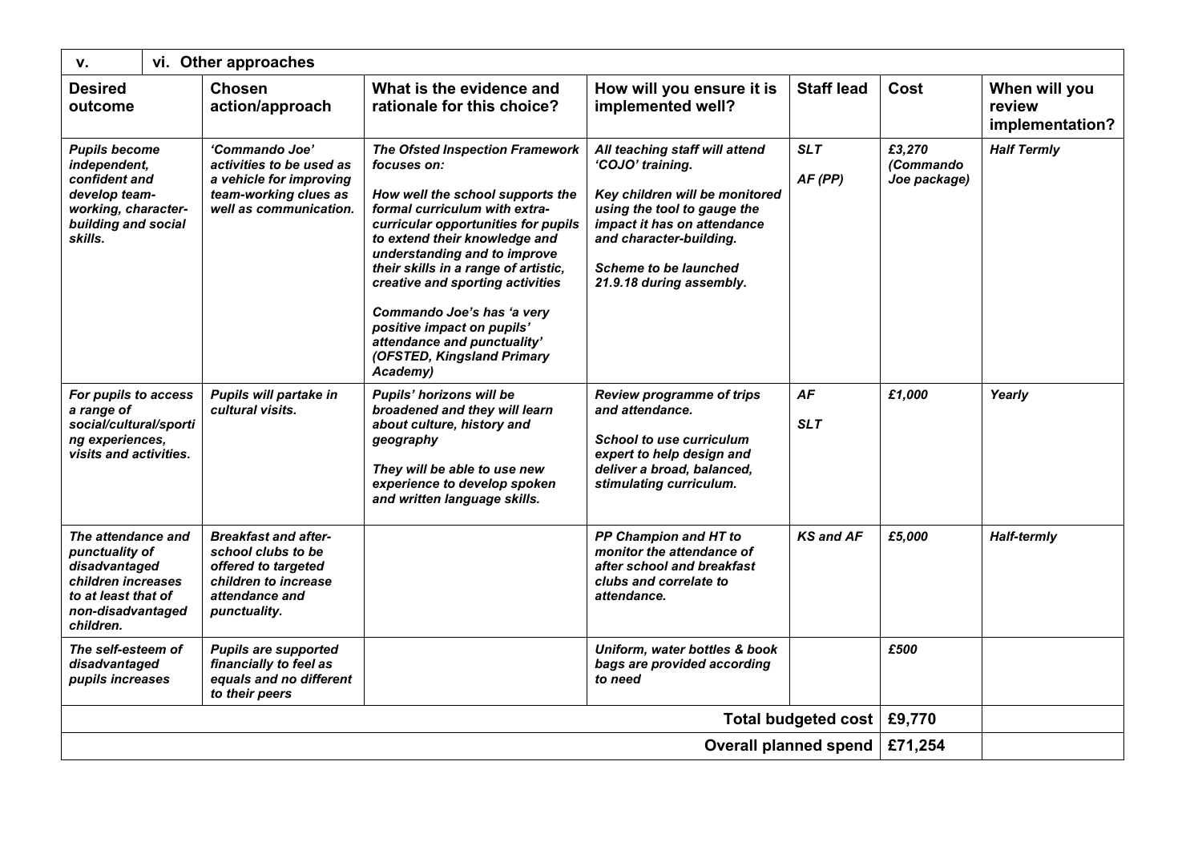| v. | vi. Other approaches | | | | | |
|---|---|---|---|---|---|---|
| **Desired outcome** | **Chosen action/approach** | **What is the evidence and rationale for this choice?** | **How will you ensure it is implemented well?** | **Staff lead** | **Cost** | **When will you review implementation?** |
| ***Pupils become independent, confident and develop team-working, character-building and social skills.*** | ***'Commando Joe' activities to be used as a vehicle for improving team-working clues as well as communication.*** | ***The Ofsted Inspection Framework focuses on:*** <br><br> ***How well the school supports the formal curriculum with extra-curricular opportunities for pupils to extend their knowledge and understanding and to improve their skills in a range of artistic, creative and sporting activities*** <br><br> ***Commando Joe's has 'a very positive impact on pupils' attendance and punctuality' (OFSTED, Kingsland Primary Academy)*** | ***All teaching staff will attend 'COJO' training.*** <br><br> ***Key children will be monitored using the tool to gauge the impact it has on attendance and character-building.*** <br><br> ***Scheme to be launched 21.9.18 during assembly.*** | ***SLT*** <br><br> ***AF (PP)*** | ***£3,270 (Commando Joe package)*** | ***Half Termly*** |
| ***For pupils to access a range of social/cultural/sporting experiences, visits and activities.*** | ***Pupils will partake in cultural visits.*** | ***Pupils' horizons will be broadened and they will learn about culture, history and geography*** <br><br> ***They will be able to use new experience to develop spoken and written language skills.*** | ***Review programme of trips and attendance.*** <br><br> ***School to use curriculum expert to help design and deliver a broad, balanced, stimulating curriculum.*** | ***AF*** <br><br> ***SLT*** | ***£1,000*** | ***Yearly*** |
| ***The attendance and punctuality of disadvantaged children increases to at least that of non-disadvantaged children.*** | ***Breakfast and after-school clubs to be offered to targeted children to increase attendance and punctuality.*** | | ***PP Champion and HT to monitor the attendance of after school and breakfast clubs and correlate to attendance.*** | ***KS and AF*** | ***£5,000*** | ***Half-termly*** |
| ***The self-esteem of disadvantaged pupils increases*** | ***Pupils are supported financially to feel as equals and no different to their peers*** | | ***Uniform, water bottles & book bags are provided according to need*** | | ***£500*** | |
| | | | | **Total budgeted cost** | **£9,770** | |
| | | | | **Overall planned spend** | **£71,254** | |